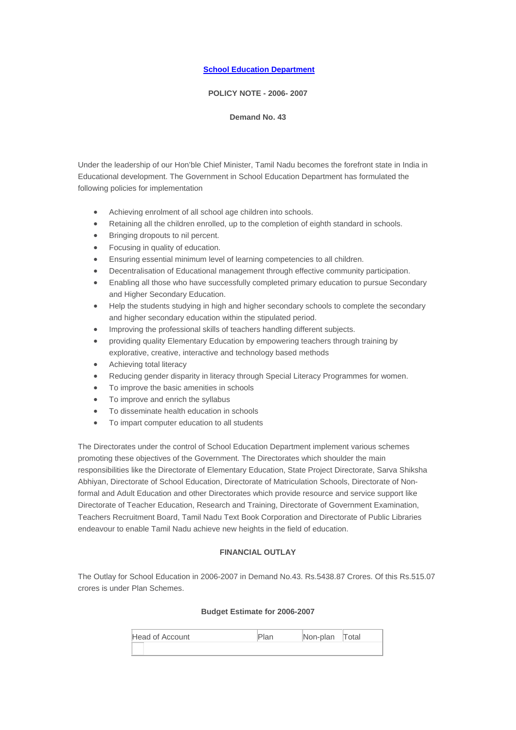**School Education Department**

**POLICY NOTE - 2006- 2007**

**Demand No. 43**

Under the leadership of our Hon'ble Chief Minister, Tamil Nadu becomes the forefront state in India in Educational development. The Government in School Education Department has formulated the following policies for implementation

- Achieving enrolment of all school age children into schools.
- Retaining all the children enrolled, up to the completion of eighth standard in schools.
- Bringing dropouts to nil percent.
- Focusing in quality of education.
- Ensuring essential minimum level of learning competencies to all children.
- Decentralisation of Educational management through effective community participation.
- Enabling all those who have successfully completed primary education to pursue Secondary and Higher Secondary Education.
- Help the students studying in high and higher secondary schools to complete the secondary and higher secondary education within the stipulated period.
- Improving the professional skills of teachers handling different subjects.
- providing quality Elementary Education by empowering teachers through training by explorative, creative, interactive and technology based methods
- Achieving total literacy
- Reducing gender disparity in literacy through Special Literacy Programmes for women.
- To improve the basic amenities in schools
- To improve and enrich the syllabus
- To disseminate health education in schools
- To impart computer education to all students

The Directorates under the control of School Education Department implement various schemes promoting these objectives of the Government. The Directorates which shoulder the main responsibilities like the Directorate of Elementary Education, State Project Directorate, Sarva Shiksha Abhiyan, Directorate of School Education, Directorate of Matriculation Schools, Directorate of Non-formal and Adult Education and other Directorates which provide resource and service support like Directorate of Teacher Education, Research and Training, Directorate of Government Examination, Teachers Recruitment Board, Tamil Nadu Text Book Corporation and Directorate of Public Libraries endeavour to enable Tamil Nadu achieve new heights in the field of education.

**FINANCIAL OUTLAY**

The Outlay for School Education in 2006-2007 in Demand No.43. Rs.5438.87 Crores. Of this Rs.515.07 crores is under Plan Schemes.

**Budget Estimate for 2006-2007**

| Head of Account | Plan | Non-plan | Total |
|---|---|---|---|
| | | | |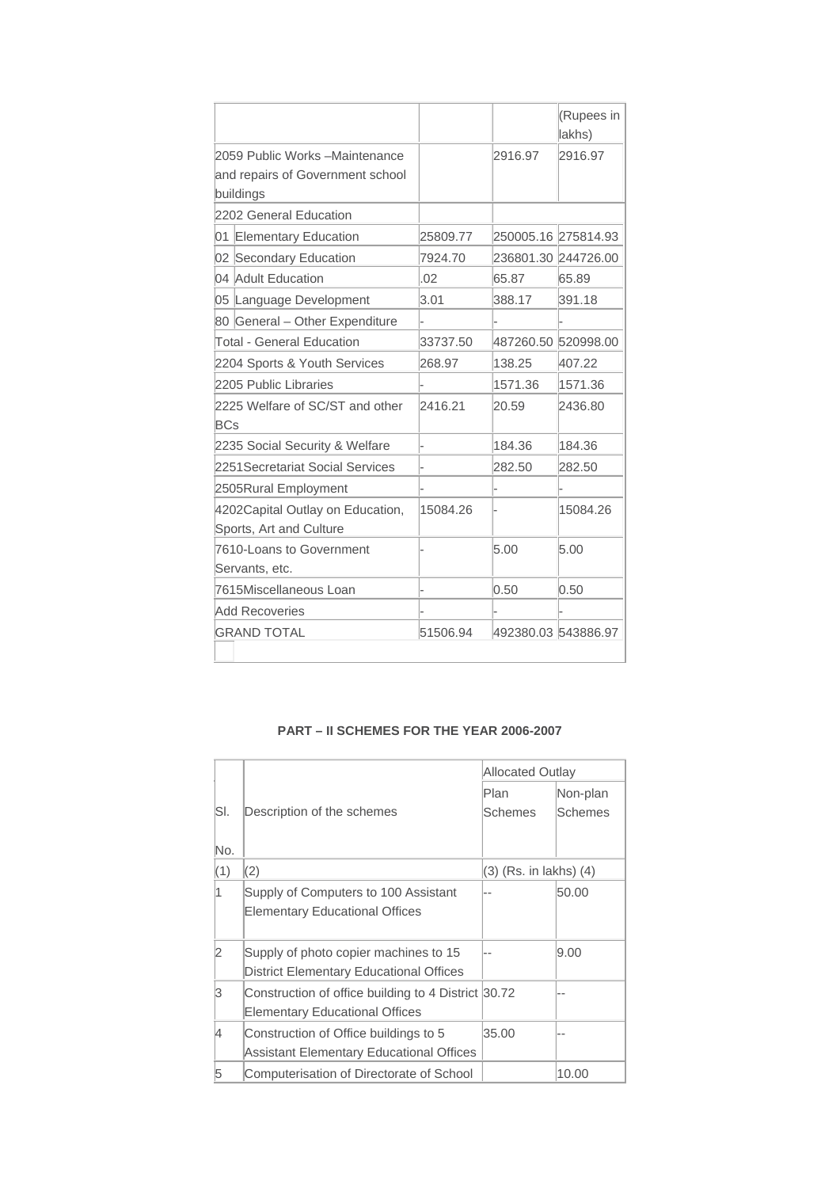| | | | (Rupees in lakhs) |
|---|---|---|---|
| 2059 Public Works –Maintenance and repairs of Government school buildings | | 2916.97 | 2916.97 |
| 2202 General Education | | | |
| 01 Elementary Education | 25809.77 | 250005.16 | 275814.93 |
| 02 Secondary Education | 7924.70 | 236801.30 | 244726.00 |
| 04 Adult Education | .02 | 65.87 | 65.89 |
| 05 Language Development | 3.01 | 388.17 | 391.18 |
| 80 General – Other Expenditure | - | - | - |
| Total - General Education | 33737.50 | 487260.50 | 520998.00 |
| 2204 Sports & Youth Services | 268.97 | 138.25 | 407.22 |
| 2205 Public Libraries | - | 1571.36 | 1571.36 |
| 2225 Welfare of SC/ST and other BCs | 2416.21 | 20.59 | 2436.80 |
| 2235 Social Security & Welfare | - | 184.36 | 184.36 |
| 2251Secretariat Social Services | - | 282.50 | 282.50 |
| 2505Rural Employment | - | - | - |
| 4202Capital Outlay on Education, Sports, Art and Culture | 15084.26 | - | 15084.26 |
| 7610-Loans to Government Servants, etc. | - | 5.00 | 5.00 |
| 7615Miscellaneous Loan | - | 0.50 | 0.50 |
| Add Recoveries | - | - | - |
| GRAND TOTAL | 51506.94 | 492380.03 | 543886.97 |

**PART – II SCHEMES FOR THE YEAR 2006-2007**

| Sl. No. | Description of the schemes | Allocated Outlay | |
|---|---|---|---|
| | | Plan Schemes | Non-plan Schemes |
| (1) | (2) | (3) (Rs. in lakhs) | (4) |
| 1 | Supply of Computers to 100 Assistant Elementary Educational Offices | -- | 50.00 |
| 2 | Supply of photo copier machines to 15 District Elementary Educational Offices | -- | 9.00 |
| 3 | Construction of office building to 4 District Elementary Educational Offices | 30.72 | -- |
| 4 | Construction of Office buildings to 5 Assistant Elementary Educational Offices | 35.00 | -- |
| 5 | Computerisation of Directorate of School | | 10.00 |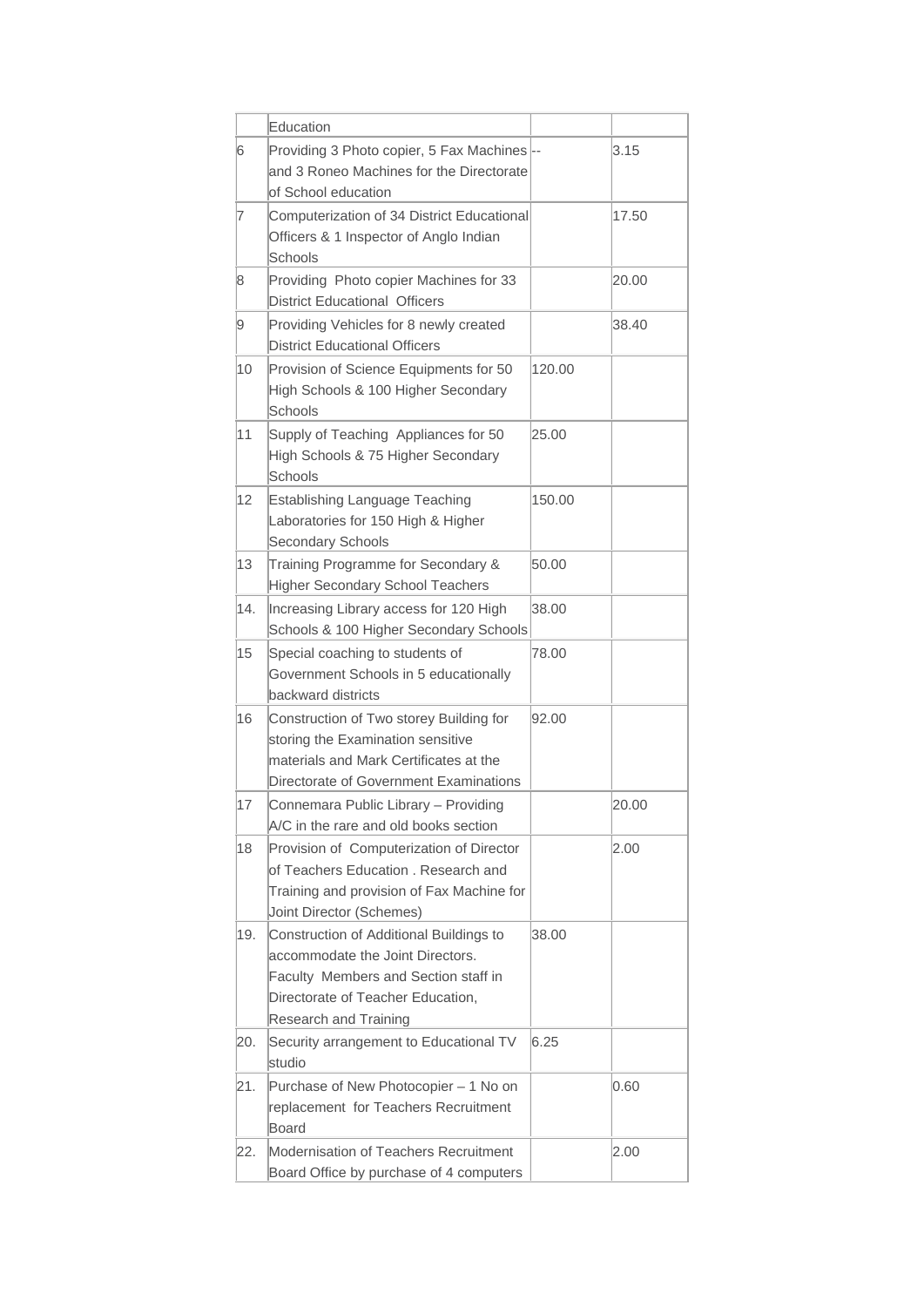| | | | |
|---|---|---|---|
| | Education | | |
| 6 | Providing 3 Photo copier, 5 Fax Machines and 3 Roneo Machines for the Directorate of School education | -- | 3.15 |
| 7 | Computerization of 34 District Educational Officers & 1 Inspector of Anglo Indian Schools | | 17.50 |
| 8 | Providing Photo copier Machines for 33 District Educational Officers | | 20.00 |
| 9 | Providing Vehicles for 8 newly created District Educational Officers | | 38.40 |
| 10 | Provision of Science Equipments for 50 High Schools & 100 Higher Secondary Schools | 120.00 | |
| 11 | Supply of Teaching Appliances for 50 High Schools & 75 Higher Secondary Schools | 25.00 | |
| 12 | Establishing Language Teaching Laboratories for 150 High & Higher Secondary Schools | 150.00 | |
| 13 | Training Programme for Secondary & Higher Secondary School Teachers | 50.00 | |
| 14. | Increasing Library access for 120 High Schools & 100 Higher Secondary Schools | 38.00 | |
| 15 | Special coaching to students of Government Schools in 5 educationally backward districts | 78.00 | |
| 16 | Construction of Two storey Building for storing the Examination sensitive materials and Mark Certificates at the Directorate of Government Examinations | 92.00 | |
| 17 | Connemara Public Library – Providing A/C in the rare and old books section | | 20.00 |
| 18 | Provision of Computerization of Director of Teachers Education . Research and Training and provision of Fax Machine for Joint Director (Schemes) | | 2.00 |
| 19. | Construction of Additional Buildings to accommodate the Joint Directors. Faculty Members and Section staff in Directorate of Teacher Education, Research and Training | 38.00 | |
| 20. | Security arrangement to Educational TV studio | 6.25 | |
| 21. | Purchase of New Photocopier – 1 No on replacement for Teachers Recruitment Board | | 0.60 |
| 22. | Modernisation of Teachers Recruitment Board Office by purchase of 4 computers | | 2.00 |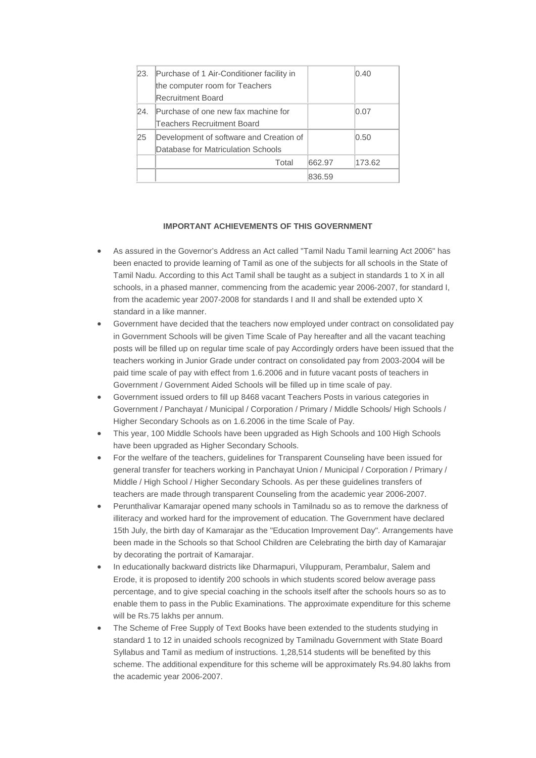| 23. | Purchase of 1 Air-Conditioner facility in the computer room for Teachers Recruitment Board | | 0.40 |
|---|---|---|---|
| 24. | Purchase of one new fax machine for Teachers Recruitment Board | | 0.07 |
| 25 | Development of software and Creation of Database for Matriculation Schools | | 0.50 |
| | Total | 662.97 | 173.62 |
| | | 836.59 | |

**IMPORTANT ACHIEVEMENTS OF THIS GOVERNMENT**

- As assured in the Governor's Address an Act called "Tamil Nadu Tamil learning Act 2006" has been enacted to provide learning of Tamil as one of the subjects for all schools in the State of Tamil Nadu. According to this Act Tamil shall be taught as a subject in standards 1 to X in all schools, in a phased manner, commencing from the academic year 2006-2007, for standard I, from the academic year 2007-2008 for standards I and II and shall be extended upto X standard in a like manner.
- Government have decided that the teachers now employed under contract on consolidated pay in Government Schools will be given Time Scale of Pay hereafter and all the vacant teaching posts will be filled up on regular time scale of pay Accordingly orders have been issued that the teachers working in Junior Grade under contract on consolidated pay from 2003-2004 will be paid time scale of pay with effect from 1.6.2006 and in future vacant posts of teachers in Government / Government Aided Schools will be filled up in time scale of pay.
- Government issued orders to fill up 8468 vacant Teachers Posts in various categories in Government / Panchayat / Municipal / Corporation / Primary / Middle Schools/ High Schools / Higher Secondary Schools as on 1.6.2006 in the time Scale of Pay.
- This year, 100 Middle Schools have been upgraded as High Schools and 100 High Schools have been upgraded as Higher Secondary Schools.
- For the welfare of the teachers, guidelines for Transparent Counseling have been issued for general transfer for teachers working in Panchayat Union / Municipal / Corporation / Primary / Middle / High School / Higher Secondary Schools. As per these guidelines transfers of teachers are made through transparent Counseling from the academic year 2006-2007.
- Perunthalivar Kamarajar opened many schools in Tamilnadu so as to remove the darkness of illiteracy and worked hard for the improvement of education. The Government have declared 15th July, the birth day of Kamarajar as the "Education Improvement Day". Arrangements have been made in the Schools so that School Children are Celebrating the birth day of Kamarajar by decorating the portrait of Kamarajar.
- In educationally backward districts like Dharmapuri, Viluppuram, Perambalur, Salem and Erode, it is proposed to identify 200 schools in which students scored below average pass percentage, and to give special coaching in the schools itself after the schools hours so as to enable them to pass in the Public Examinations. The approximate expenditure for this scheme will be Rs.75 lakhs per annum.
- The Scheme of Free Supply of Text Books have been extended to the students studying in standard 1 to 12 in unaided schools recognized by Tamilnadu Government with State Board Syllabus and Tamil as medium of instructions. 1,28,514 students will be benefited by this scheme. The additional expenditure for this scheme will be approximately Rs.94.80 lakhs from the academic year 2006-2007.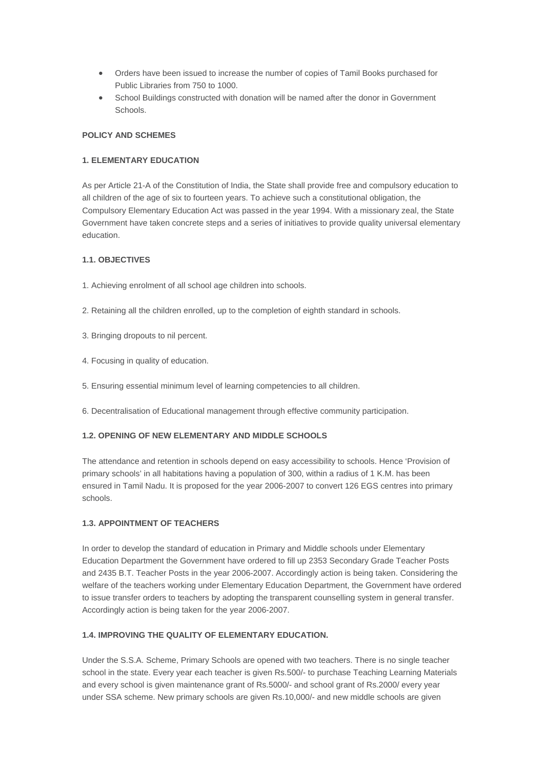- Orders have been issued to increase the number of copies of Tamil Books purchased for Public Libraries from 750 to 1000.
- School Buildings constructed with donation will be named after the donor in Government Schools.

**POLICY AND SCHEMES**

**1. ELEMENTARY EDUCATION**

As per Article 21-A of the Constitution of India, the State shall provide free and compulsory education to all children of the age of six to fourteen years. To achieve such a constitutional obligation, the Compulsory Elementary Education Act was passed in the year 1994. With a missionary zeal, the State Government have taken concrete steps and a series of initiatives to provide quality universal elementary education.

**1.1. OBJECTIVES**

1. Achieving enrolment of all school age children into schools.

2. Retaining all the children enrolled, up to the completion of eighth standard in schools.

3. Bringing dropouts to nil percent.

4. Focusing in quality of education.

5. Ensuring essential minimum level of learning competencies to all children.

6. Decentralisation of Educational management through effective community participation.

**1.2. OPENING OF NEW ELEMENTARY AND MIDDLE SCHOOLS**

The attendance and retention in schools depend on easy accessibility to schools. Hence 'Provision of primary schools' in all habitations having a population of 300, within a radius of 1 K.M. has been ensured in Tamil Nadu. It is proposed for the year 2006-2007 to convert 126 EGS centres into primary schools.

**1.3. APPOINTMENT OF TEACHERS**

In order to develop the standard of education in Primary and Middle schools under Elementary Education Department the Government have ordered to fill up 2353 Secondary Grade Teacher Posts and 2435 B.T. Teacher Posts in the year 2006-2007. Accordingly action is being taken. Considering the welfare of the teachers working under Elementary Education Department, the Government have ordered to issue transfer orders to teachers by adopting the transparent counselling system in general transfer. Accordingly action is being taken for the year 2006-2007.

**1.4. IMPROVING THE QUALITY OF ELEMENTARY EDUCATION.**

Under the S.S.A. Scheme, Primary Schools are opened with two teachers. There is no single teacher school in the state. Every year each teacher is given Rs.500/- to purchase Teaching Learning Materials and every school is given maintenance grant of Rs.5000/- and school grant of Rs.2000/ every year under SSA scheme. New primary schools are given Rs.10,000/- and new middle schools are given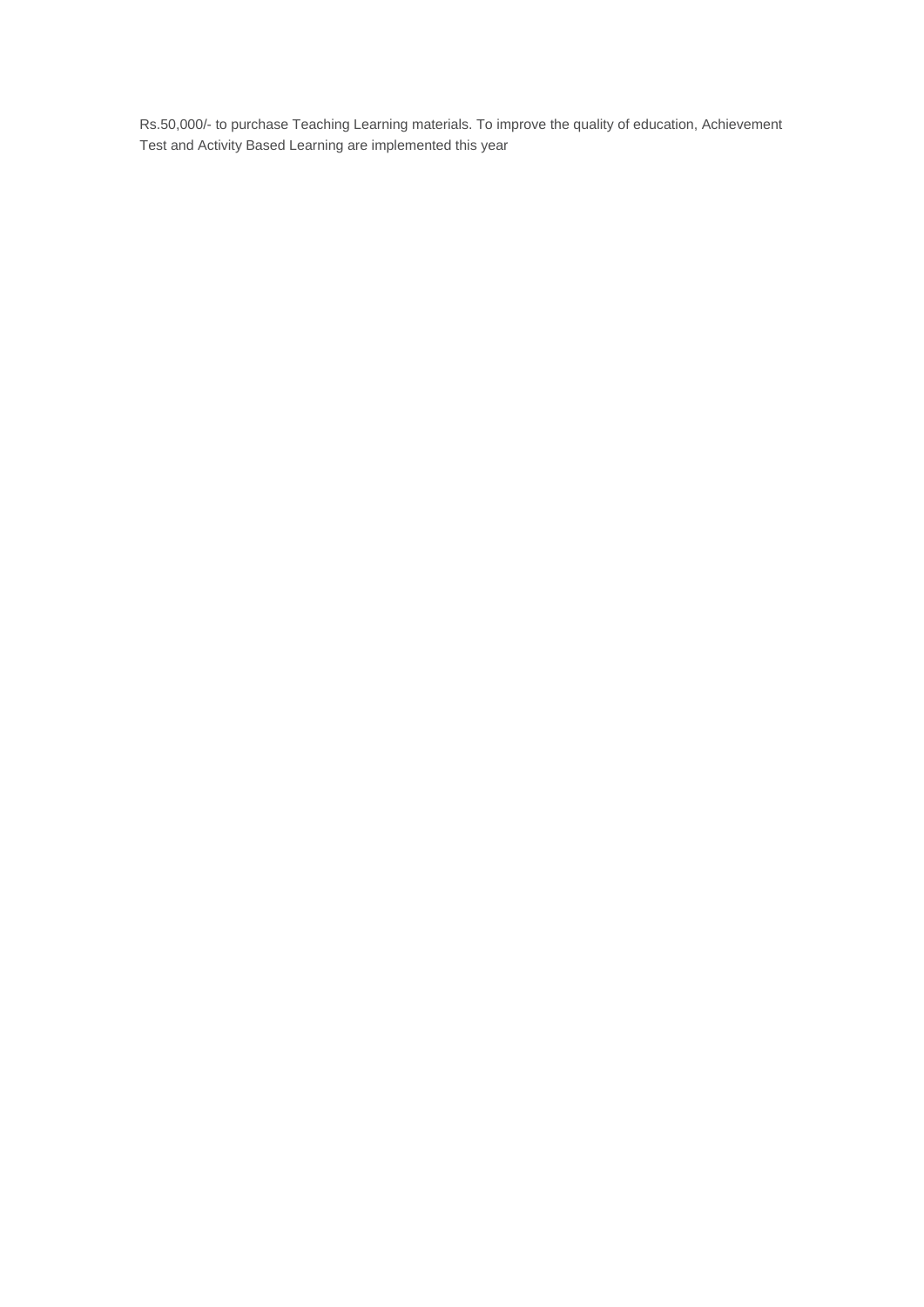Rs.50,000/- to purchase Teaching Learning materials. To improve the quality of education, Achievement Test and Activity Based Learning are implemented this year